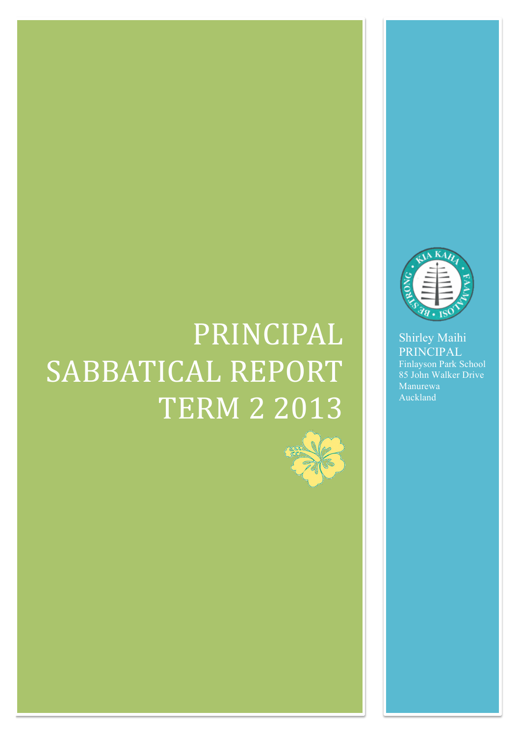# PRINCIPAL SABBATICAL REPORT TERM 2 2013

Shirley Maihi
PRINCIPAL
Finlayson Park School
85 John Walker Drive
Manurewa
Auckland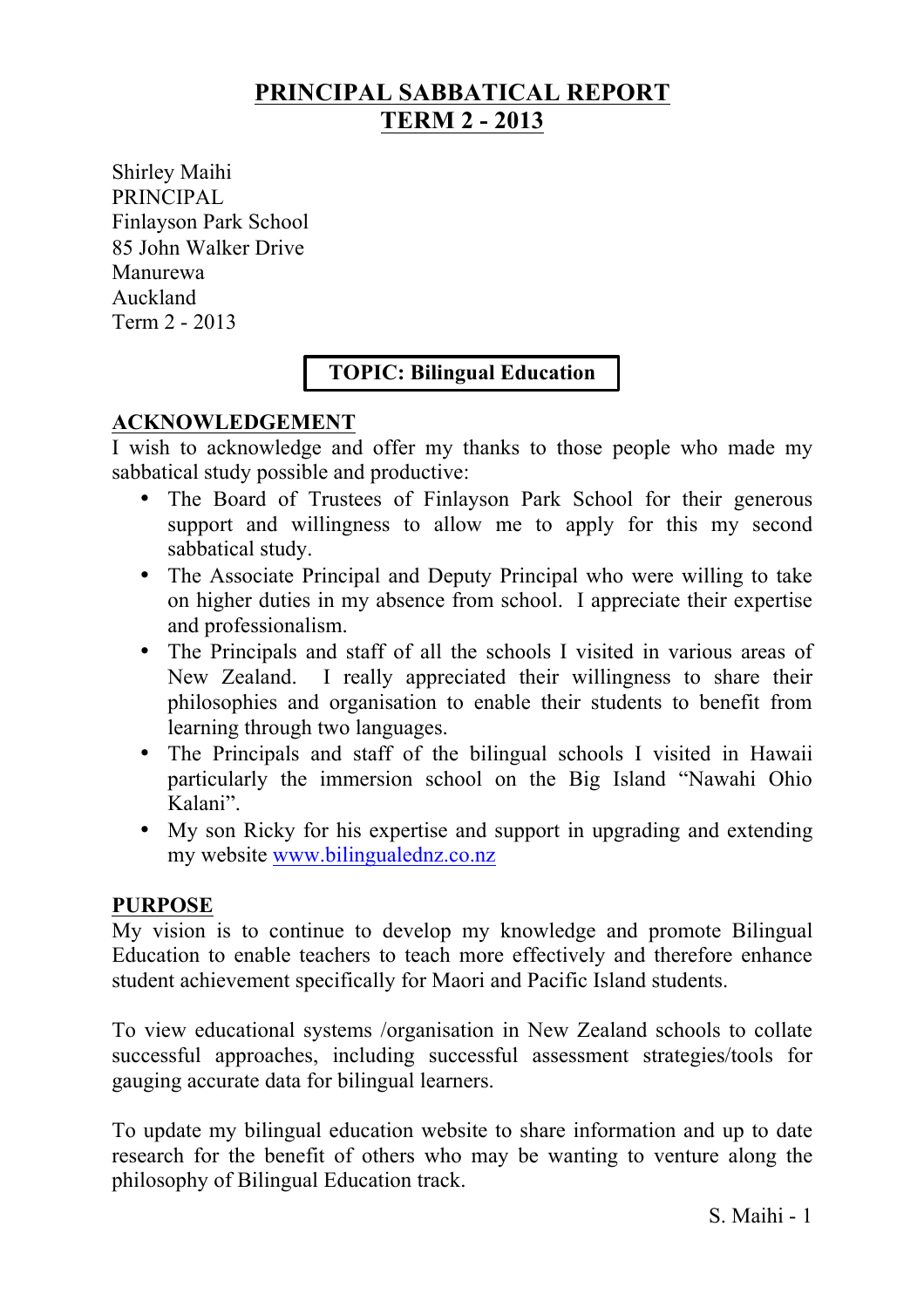# PRINCIPAL SABBATICAL REPORT
# TERM 2 - 2013

Shirley Maihi
PRINCIPAL
Finlayson Park School
85 John Walker Drive
Manurewa
Auckland
Term 2 - 2013

**TOPIC: Bilingual Education**

## ACKNOWLEDGEMENT

I wish to acknowledge and offer my thanks to those people who made my sabbatical study possible and productive:

- The Board of Trustees of Finlayson Park School for their generous support and willingness to allow me to apply for this my second sabbatical study.
- The Associate Principal and Deputy Principal who were willing to take on higher duties in my absence from school. I appreciate their expertise and professionalism.
- The Principals and staff of all the schools I visited in various areas of New Zealand. I really appreciated their willingness to share their philosophies and organisation to enable their students to benefit from learning through two languages.
- The Principals and staff of the bilingual schools I visited in Hawaii particularly the immersion school on the Big Island "Nawahi Ohio Kalani".
- My son Ricky for his expertise and support in upgrading and extending my website www.bilingualednz.co.nz

## PURPOSE

My vision is to continue to develop my knowledge and promote Bilingual Education to enable teachers to teach more effectively and therefore enhance student achievement specifically for Maori and Pacific Island students.

To view educational systems /organisation in New Zealand schools to collate successful approaches, including successful assessment strategies/tools for gauging accurate data for bilingual learners.

To update my bilingual education website to share information and up to date research for the benefit of others who may be wanting to venture along the philosophy of Bilingual Education track.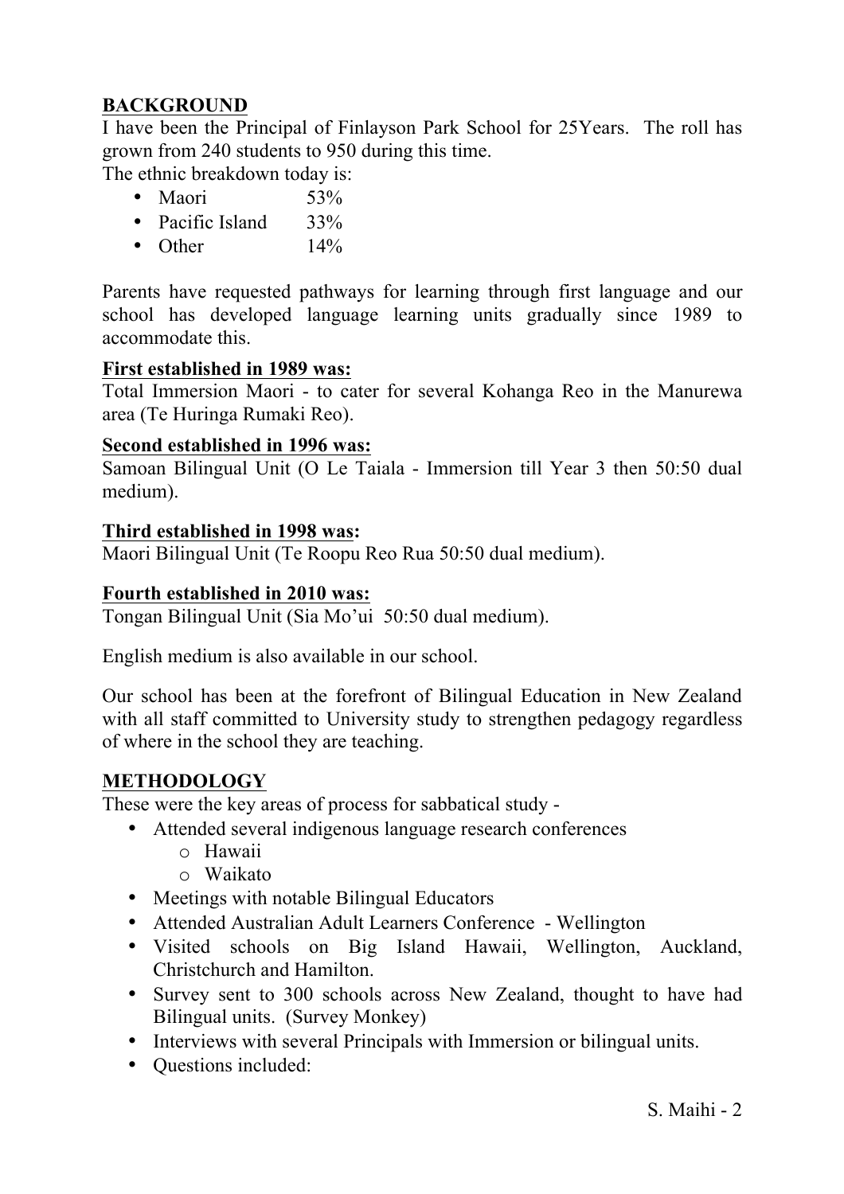## BACKGROUND

I have been the Principal of Finlayson Park School for 25Years. The roll has grown from 240 students to 950 during this time.

The ethnic breakdown today is:

- Maori 53%
- Pacific Island 33%
- Other 14%

Parents have requested pathways for learning through first language and our school has developed language learning units gradually since 1989 to accommodate this.

**First established in 1989 was:**

Total Immersion Maori - to cater for several Kohanga Reo in the Manurewa area (Te Huringa Rumaki Reo).

**Second established in 1996 was:**

Samoan Bilingual Unit (O Le Taiala - Immersion till Year 3 then 50:50 dual medium).

**Third established in 1998 was:**

Maori Bilingual Unit (Te Roopu Reo Rua 50:50 dual medium).

**Fourth established in 2010 was:**

Tongan Bilingual Unit (Sia Mo'ui 50:50 dual medium).

English medium is also available in our school.

Our school has been at the forefront of Bilingual Education in New Zealand with all staff committed to University study to strengthen pedagogy regardless of where in the school they are teaching.

## METHODOLOGY

These were the key areas of process for sabbatical study -

- Attended several indigenous language research conferences
  - Hawaii
  - Waikato
- Meetings with notable Bilingual Educators
- Attended Australian Adult Learners Conference - Wellington
- Visited schools on Big Island Hawaii, Wellington, Auckland, Christchurch and Hamilton.
- Survey sent to 300 schools across New Zealand, thought to have had Bilingual units. (Survey Monkey)
- Interviews with several Principals with Immersion or bilingual units.
- Questions included: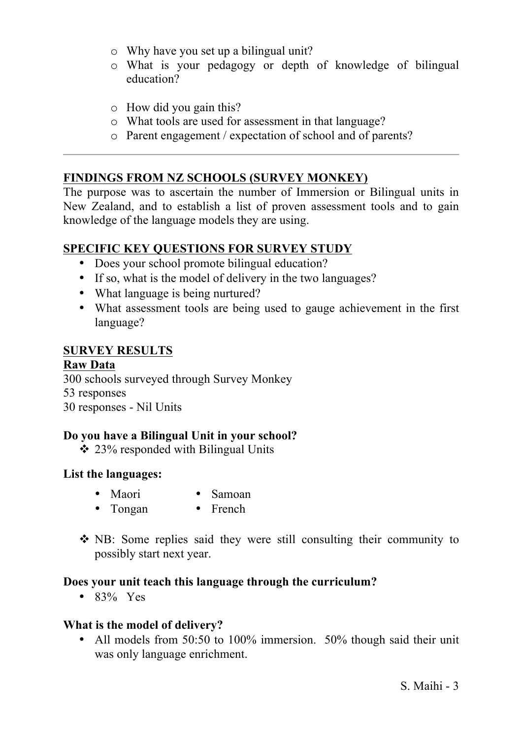- Why have you set up a bilingual unit?
- What is your pedagogy or depth of knowledge of bilingual education?
- How did you gain this?
- What tools are used for assessment in that language?
- Parent engagement / expectation of school and of parents?

---

## FINDINGS FROM NZ SCHOOLS (SURVEY MONKEY)

The purpose was to ascertain the number of Immersion or Bilingual units in New Zealand, and to establish a list of proven assessment tools and to gain knowledge of the language models they are using.

## SPECIFIC KEY QUESTIONS FOR SURVEY STUDY

- Does your school promote bilingual education?
- If so, what is the model of delivery in the two languages?
- What language is being nurtured?
- What assessment tools are being used to gauge achievement in the first language?

## SURVEY RESULTS

### Raw Data

300 schools surveyed through Survey Monkey
53 responses
30 responses - Nil Units

**Do you have a Bilingual Unit in your school?**

- 23% responded with Bilingual Units

**List the languages:**

- Maori
- Samoan
- Tongan
- French

- NB: Some replies said they were still consulting their community to possibly start next year.

**Does your unit teach this language through the curriculum?**

- 83% Yes

**What is the model of delivery?**

- All models from 50:50 to 100% immersion. 50% though said their unit was only language enrichment.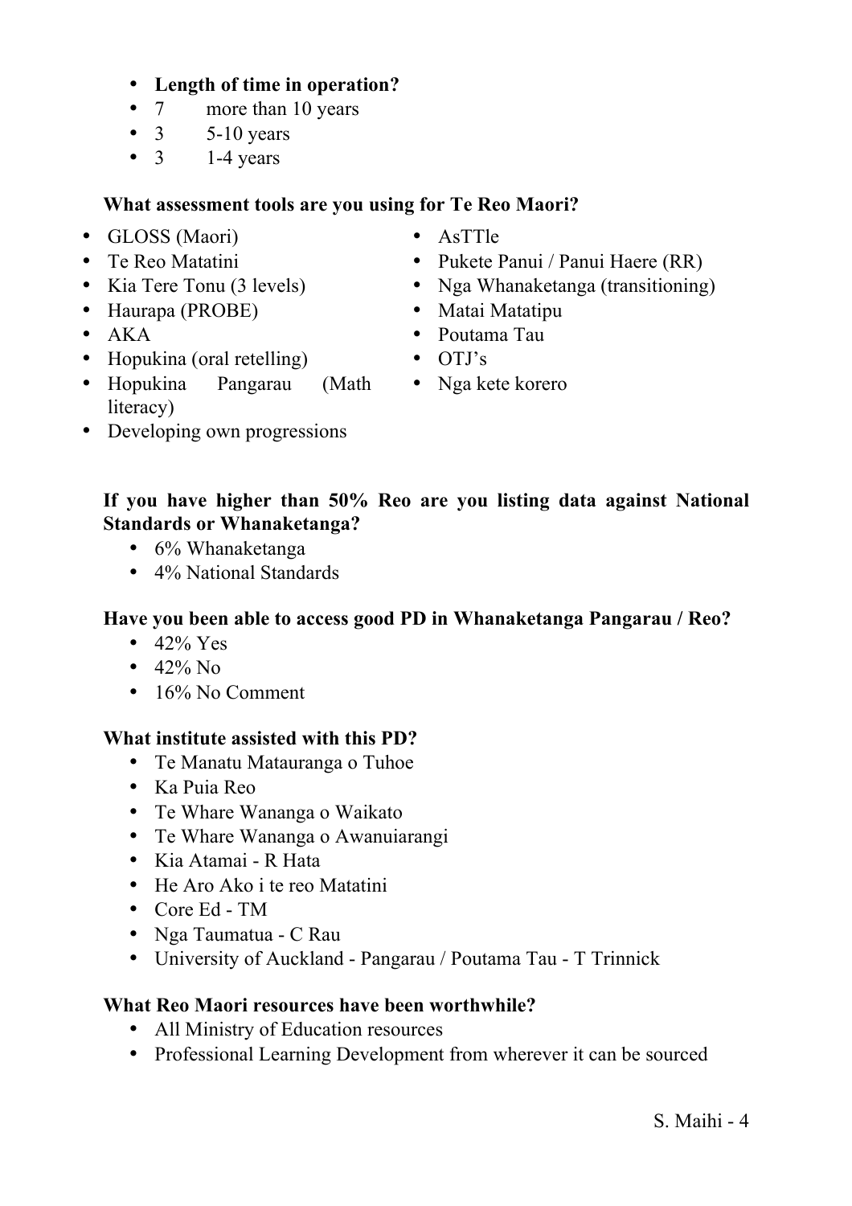- **Length of time in operation?**
- 7 more than 10 years
- 3 5-10 years
- 3 1-4 years

**What assessment tools are you using for Te Reo Maori?**

- GLOSS (Maori)
- Te Reo Matatini
- Kia Tere Tonu (3 levels)
- Haurapa (PROBE)
- AKA
- Hopukina (oral retelling)
- Hopukina Pangarau (Math literacy)
- Developing own progressions
- AsTTle
- Pukete Panui / Panui Haere (RR)
- Nga Whanaketanga (transitioning)
- Matai Matatipu
- Poutama Tau
- OTJ's
- Nga kete korero

**If you have higher than 50% Reo are you listing data against National Standards or Whanaketanga?**

- 6% Whanaketanga
- 4% National Standards

**Have you been able to access good PD in Whanaketanga Pangarau / Reo?**

- 42% Yes
- 42% No
- 16% No Comment

**What institute assisted with this PD?**

- Te Manatu Matauranga o Tuhoe
- Ka Puia Reo
- Te Whare Wananga o Waikato
- Te Whare Wananga o Awanuiarangi
- Kia Atamai - R Hata
- He Aro Ako i te reo Matatini
- Core Ed - TM
- Nga Taumatua - C Rau
- University of Auckland - Pangarau / Poutama Tau - T Trinnick

**What Reo Maori resources have been worthwhile?**

- All Ministry of Education resources
- Professional Learning Development from wherever it can be sourced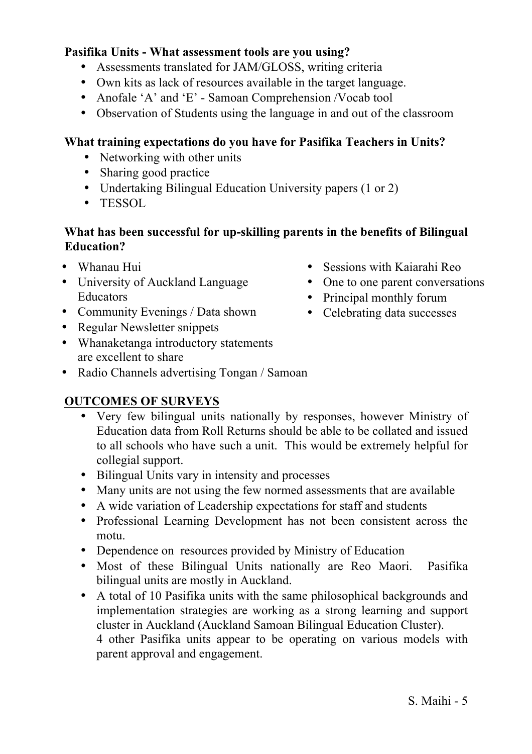**Pasifika Units - What assessment tools are you using?**

- Assessments translated for JAM/GLOSS, writing criteria
- Own kits as lack of resources available in the target language.
- Anofale 'A' and 'E' - Samoan Comprehension /Vocab tool
- Observation of Students using the language in and out of the classroom

**What training expectations do you have for Pasifika Teachers in Units?**

- Networking with other units
- Sharing good practice
- Undertaking Bilingual Education University papers (1 or 2)
- TESSOL

**What has been successful for up-skilling parents in the benefits of Bilingual Education?**

- Whanau Hui
- University of Auckland Language Educators
- Community Evenings / Data shown
- Regular Newsletter snippets
- Whanaketanga introductory statements are excellent to share
- Radio Channels advertising Tongan / Samoan
- Sessions with Kaiarahi Reo
- One to one parent conversations
- Principal monthly forum
- Celebrating data successes

**OUTCOMES OF SURVEYS**

- Very few bilingual units nationally by responses, however Ministry of Education data from Roll Returns should be able to be collated and issued to all schools who have such a unit. This would be extremely helpful for collegial support.
- Bilingual Units vary in intensity and processes
- Many units are not using the few normed assessments that are available
- A wide variation of Leadership expectations for staff and students
- Professional Learning Development has not been consistent across the motu.
- Dependence on resources provided by Ministry of Education
- Most of these Bilingual Units nationally are Reo Maori. Pasifika bilingual units are mostly in Auckland.
- A total of 10 Pasifika units with the same philosophical backgrounds and implementation strategies are working as a strong learning and support cluster in Auckland (Auckland Samoan Bilingual Education Cluster).
  4 other Pasifika units appear to be operating on various models with parent approval and engagement.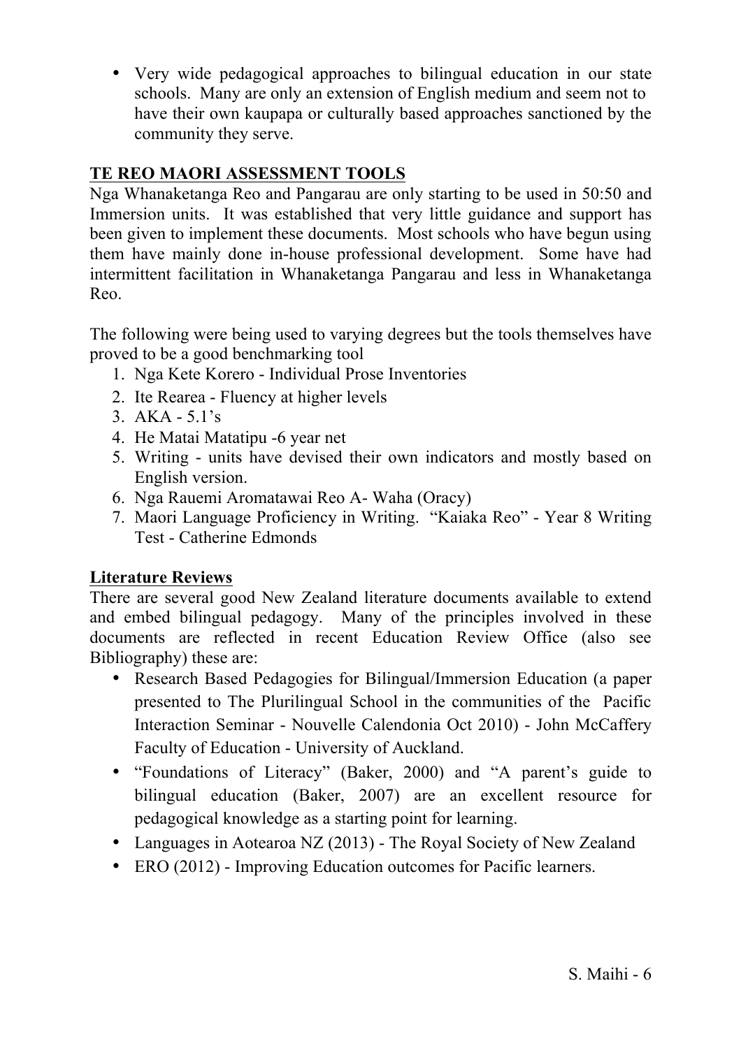- Very wide pedagogical approaches to bilingual education in our state schools. Many are only an extension of English medium and seem not to have their own kaupapa or culturally based approaches sanctioned by the community they serve.

## TE REO MAORI ASSESSMENT TOOLS

Nga Whanaketanga Reo and Pangarau are only starting to be used in 50:50 and Immersion units. It was established that very little guidance and support has been given to implement these documents. Most schools who have begun using them have mainly done in-house professional development. Some have had intermittent facilitation in Whanaketanga Pangarau and less in Whanaketanga Reo.

The following were being used to varying degrees but the tools themselves have proved to be a good benchmarking tool

1. Nga Kete Korero - Individual Prose Inventories
2. Ite Rearea - Fluency at higher levels
3. AKA - 5.1's
4. He Matai Matatipu -6 year net
5. Writing - units have devised their own indicators and mostly based on English version.
6. Nga Rauemi Aromatawai Reo A- Waha (Oracy)
7. Maori Language Proficiency in Writing. "Kaiaka Reo" - Year 8 Writing Test - Catherine Edmonds

## Literature Reviews

There are several good New Zealand literature documents available to extend and embed bilingual pedagogy. Many of the principles involved in these documents are reflected in recent Education Review Office (also see Bibliography) these are:

- Research Based Pedagogies for Bilingual/Immersion Education (a paper presented to The Plurilingual School in the communities of the Pacific Interaction Seminar - Nouvelle Calendonia Oct 2010) - John McCaffery Faculty of Education - University of Auckland.
- "Foundations of Literacy" (Baker, 2000) and "A parent's guide to bilingual education (Baker, 2007) are an excellent resource for pedagogical knowledge as a starting point for learning.
- Languages in Aotearoa NZ (2013) - The Royal Society of New Zealand
- ERO (2012) - Improving Education outcomes for Pacific learners.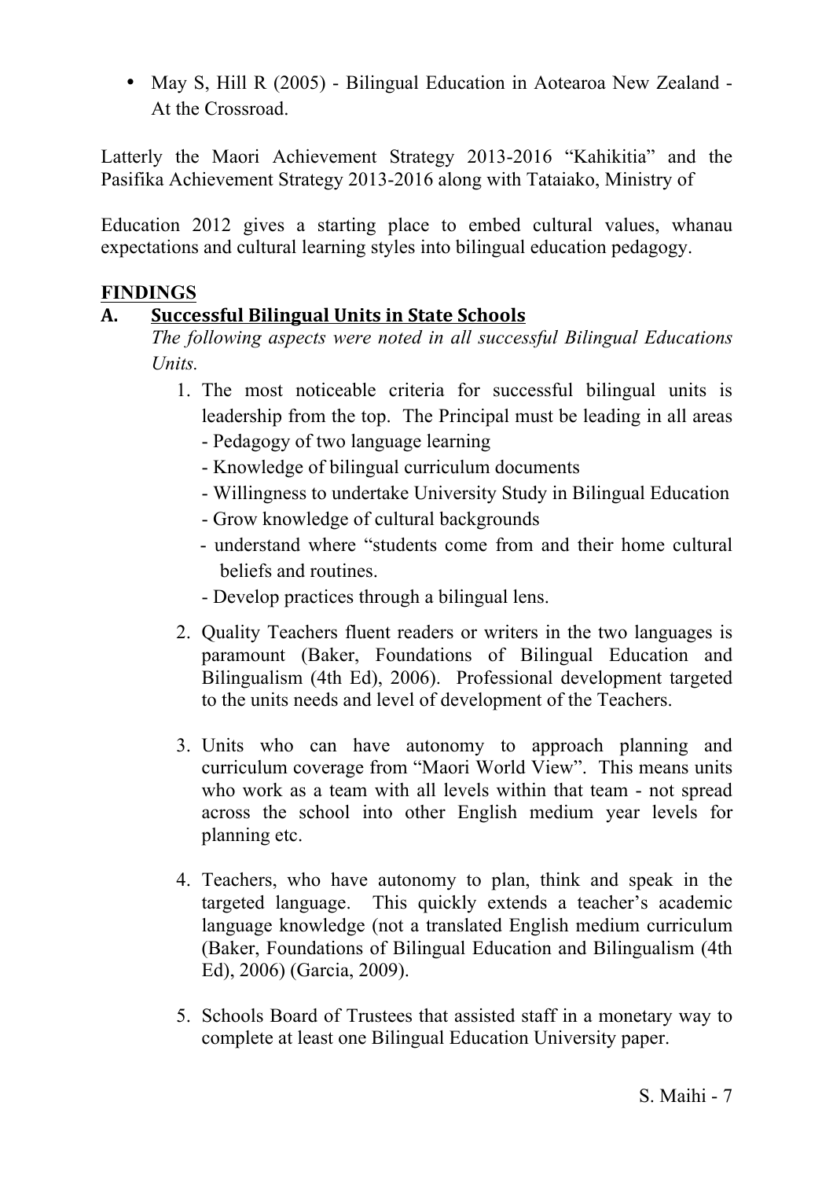- May S, Hill R (2005) - Bilingual Education in Aotearoa New Zealand - At the Crossroad.

Latterly the Maori Achievement Strategy 2013-2016 "Kahikitia" and the Pasifika Achievement Strategy 2013-2016 along with Tataiako, Ministry of

Education 2012 gives a starting place to embed cultural values, whanau expectations and cultural learning styles into bilingual education pedagogy.

## FINDINGS

### A. Successful Bilingual Units in State Schools

*The following aspects were noted in all successful Bilingual Educations Units.*

1. The most noticeable criteria for successful bilingual units is leadership from the top. The Principal must be leading in all areas
   - Pedagogy of two language learning
   - Knowledge of bilingual curriculum documents
   - Willingness to undertake University Study in Bilingual Education
   - Grow knowledge of cultural backgrounds
   - understand where "students come from and their home cultural beliefs and routines.
   - Develop practices through a bilingual lens.

2. Quality Teachers fluent readers or writers in the two languages is paramount (Baker, Foundations of Bilingual Education and Bilingualism (4th Ed), 2006). Professional development targeted to the units needs and level of development of the Teachers.

3. Units who can have autonomy to approach planning and curriculum coverage from "Maori World View". This means units who work as a team with all levels within that team - not spread across the school into other English medium year levels for planning etc.

4. Teachers, who have autonomy to plan, think and speak in the targeted language. This quickly extends a teacher's academic language knowledge (not a translated English medium curriculum (Baker, Foundations of Bilingual Education and Bilingualism (4th Ed), 2006) (Garcia, 2009).

5. Schools Board of Trustees that assisted staff in a monetary way to complete at least one Bilingual Education University paper.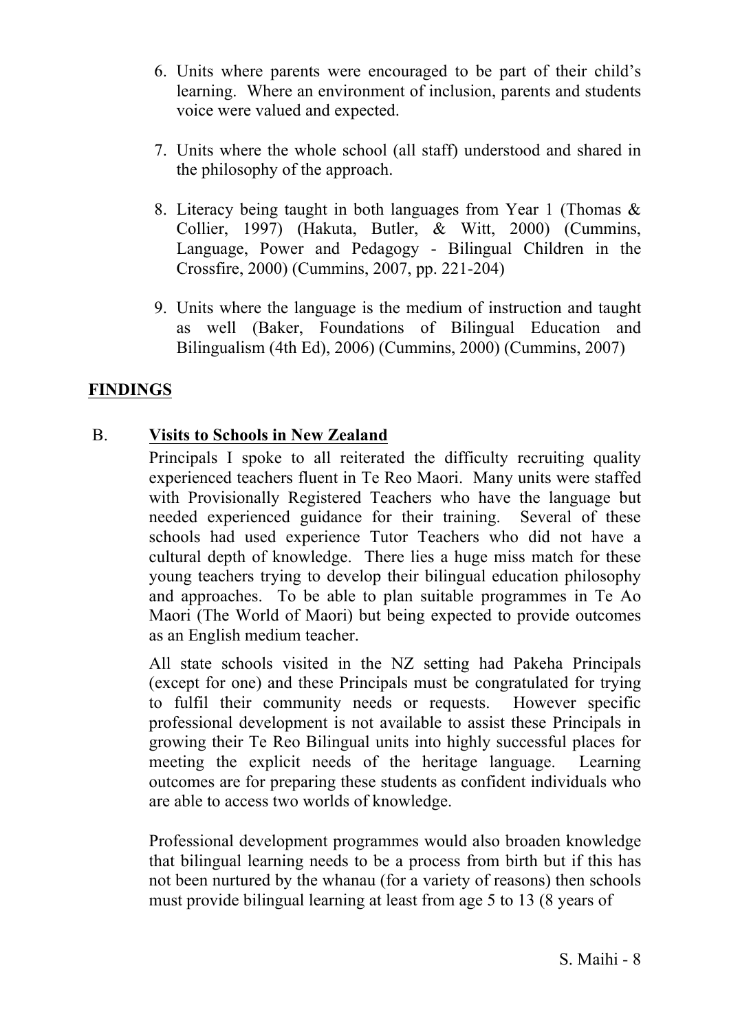6. Units where parents were encouraged to be part of their child's learning. Where an environment of inclusion, parents and students voice were valued and expected.

7. Units where the whole school (all staff) understood and shared in the philosophy of the approach.

8. Literacy being taught in both languages from Year 1 (Thomas & Collier, 1997) (Hakuta, Butler, & Witt, 2000) (Cummins, Language, Power and Pedagogy - Bilingual Children in the Crossfire, 2000) (Cummins, 2007, pp. 221-204)

9. Units where the language is the medium of instruction and taught as well (Baker, Foundations of Bilingual Education and Bilingualism (4th Ed), 2006) (Cummins, 2000) (Cummins, 2007)

## FINDINGS

### B. Visits to Schools in New Zealand

Principals I spoke to all reiterated the difficulty recruiting quality experienced teachers fluent in Te Reo Maori. Many units were staffed with Provisionally Registered Teachers who have the language but needed experienced guidance for their training. Several of these schools had used experience Tutor Teachers who did not have a cultural depth of knowledge. There lies a huge miss match for these young teachers trying to develop their bilingual education philosophy and approaches. To be able to plan suitable programmes in Te Ao Maori (The World of Maori) but being expected to provide outcomes as an English medium teacher.

All state schools visited in the NZ setting had Pakeha Principals (except for one) and these Principals must be congratulated for trying to fulfil their community needs or requests. However specific professional development is not available to assist these Principals in growing their Te Reo Bilingual units into highly successful places for meeting the explicit needs of the heritage language. Learning outcomes are for preparing these students as confident individuals who are able to access two worlds of knowledge.

Professional development programmes would also broaden knowledge that bilingual learning needs to be a process from birth but if this has not been nurtured by the whanau (for a variety of reasons) then schools must provide bilingual learning at least from age 5 to 13 (8 years of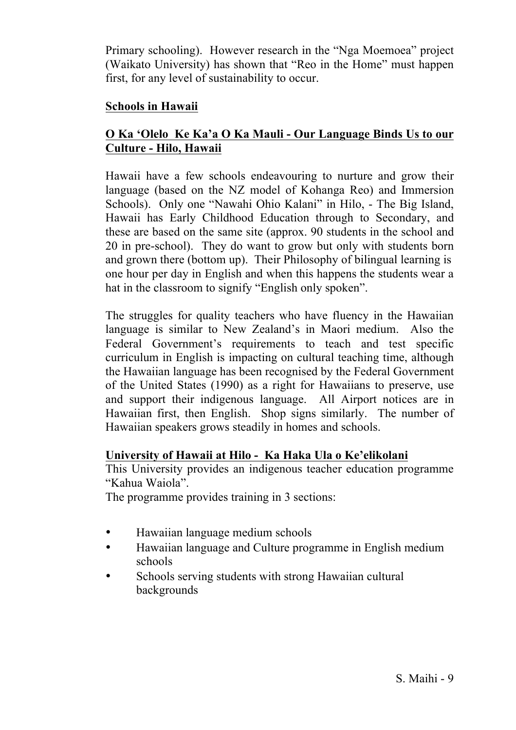Primary schooling). However research in the "Nga Moemoea" project (Waikato University) has shown that "Reo in the Home" must happen first, for any level of sustainability to occur.

**Schools in Hawaii**

**O Ka 'Olelo Ke Ka'a O Ka Mauli - Our Language Binds Us to our Culture - Hilo, Hawaii**

Hawaii have a few schools endeavouring to nurture and grow their language (based on the NZ model of Kohanga Reo) and Immersion Schools). Only one "Nawahi Ohio Kalani" in Hilo, - The Big Island, Hawaii has Early Childhood Education through to Secondary, and these are based on the same site (approx. 90 students in the school and 20 in pre-school). They do want to grow but only with students born and grown there (bottom up). Their Philosophy of bilingual learning is one hour per day in English and when this happens the students wear a hat in the classroom to signify "English only spoken".

The struggles for quality teachers who have fluency in the Hawaiian language is similar to New Zealand's in Maori medium. Also the Federal Government's requirements to teach and test specific curriculum in English is impacting on cultural teaching time, although the Hawaiian language has been recognised by the Federal Government of the United States (1990) as a right for Hawaiians to preserve, use and support their indigenous language. All Airport notices are in Hawaiian first, then English. Shop signs similarly. The number of Hawaiian speakers grows steadily in homes and schools.

**University of Hawaii at Hilo - Ka Haka Ula o Ke'elikolani**

This University provides an indigenous teacher education programme "Kahua Waiola".

The programme provides training in 3 sections:

- Hawaiian language medium schools
- Hawaiian language and Culture programme in English medium schools
- Schools serving students with strong Hawaiian cultural backgrounds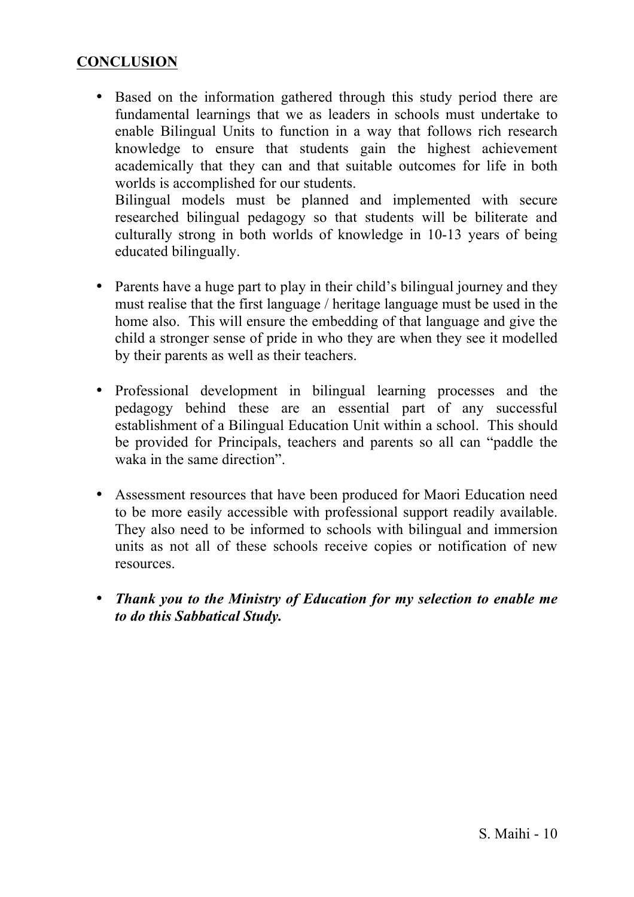## CONCLUSION

- Based on the information gathered through this study period there are fundamental learnings that we as leaders in schools must undertake to enable Bilingual Units to function in a way that follows rich research knowledge to ensure that students gain the highest achievement academically that they can and that suitable outcomes for life in both worlds is accomplished for our students.
  Bilingual models must be planned and implemented with secure researched bilingual pedagogy so that students will be biliterate and culturally strong in both worlds of knowledge in 10-13 years of being educated bilingually.

- Parents have a huge part to play in their child's bilingual journey and they must realise that the first language / heritage language must be used in the home also. This will ensure the embedding of that language and give the child a stronger sense of pride in who they are when they see it modelled by their parents as well as their teachers.

- Professional development in bilingual learning processes and the pedagogy behind these are an essential part of any successful establishment of a Bilingual Education Unit within a school. This should be provided for Principals, teachers and parents so all can "paddle the waka in the same direction".

- Assessment resources that have been produced for Maori Education need to be more easily accessible with professional support readily available. They also need to be informed to schools with bilingual and immersion units as not all of these schools receive copies or notification of new resources.

- ***Thank you to the Ministry of Education for my selection to enable me to do this Sabbatical Study.***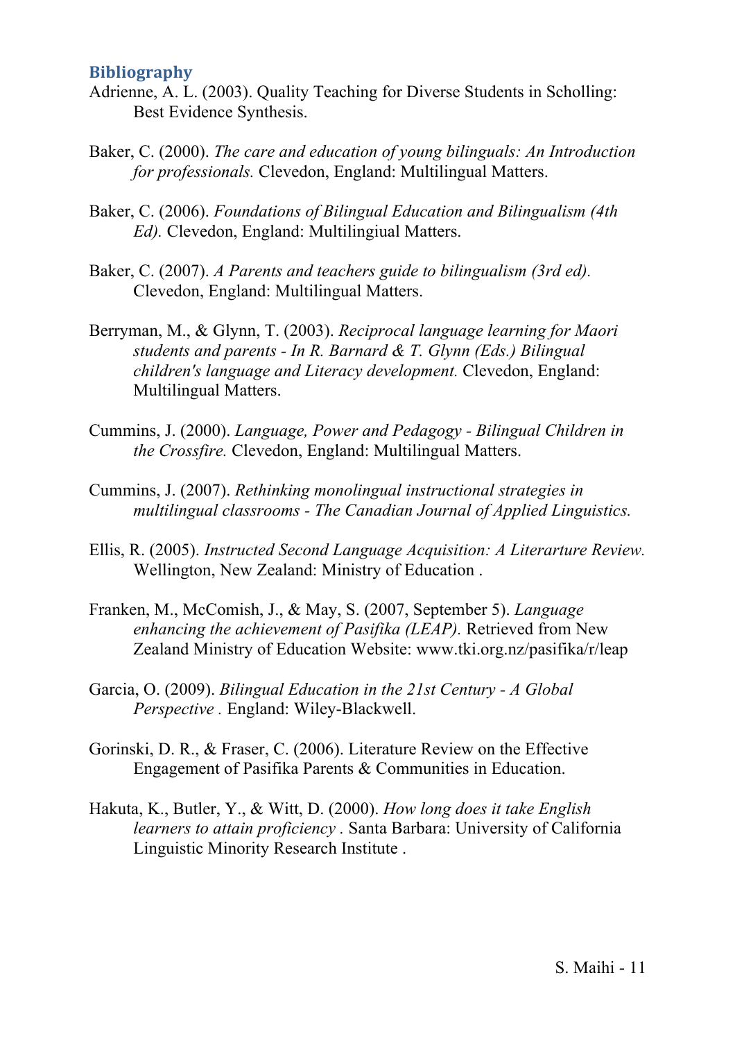## Bibliography

Adrienne, A. L. (2003). Quality Teaching for Diverse Students in Scholling: Best Evidence Synthesis.

Baker, C. (2000). *The care and education of young bilinguals: An Introduction for professionals.* Clevedon, England: Multilingual Matters.

Baker, C. (2006). *Foundations of Bilingual Education and Bilingualism (4th Ed).* Clevedon, England: Multilingiual Matters.

Baker, C. (2007). *A Parents and teachers guide to bilingualism (3rd ed).* Clevedon, England: Multilingual Matters.

Berryman, M., & Glynn, T. (2003). *Reciprocal language learning for Maori students and parents - In R. Barnard & T. Glynn (Eds.) Bilingual children's language and Literacy development.* Clevedon, England: Multilingual Matters.

Cummins, J. (2000). *Language, Power and Pedagogy - Bilingual Children in the Crossfire.* Clevedon, England: Multilingual Matters.

Cummins, J. (2007). *Rethinking monolingual instructional strategies in multilingual classrooms - The Canadian Journal of Applied Linguistics.*

Ellis, R. (2005). *Instructed Second Language Acquisition: A Literarture Review.* Wellington, New Zealand: Ministry of Education .

Franken, M., McComish, J., & May, S. (2007, September 5). *Language enhancing the achievement of Pasifika (LEAP).* Retrieved from New Zealand Ministry of Education Website: www.tki.org.nz/pasifika/r/leap

Garcia, O. (2009). *Bilingual Education in the 21st Century - A Global Perspective .* England: Wiley-Blackwell.

Gorinski, D. R., & Fraser, C. (2006). Literature Review on the Effective Engagement of Pasifika Parents & Communities in Education.

Hakuta, K., Butler, Y., & Witt, D. (2000). *How long does it take English learners to attain proficiency .* Santa Barbara: University of California Linguistic Minority Research Institute .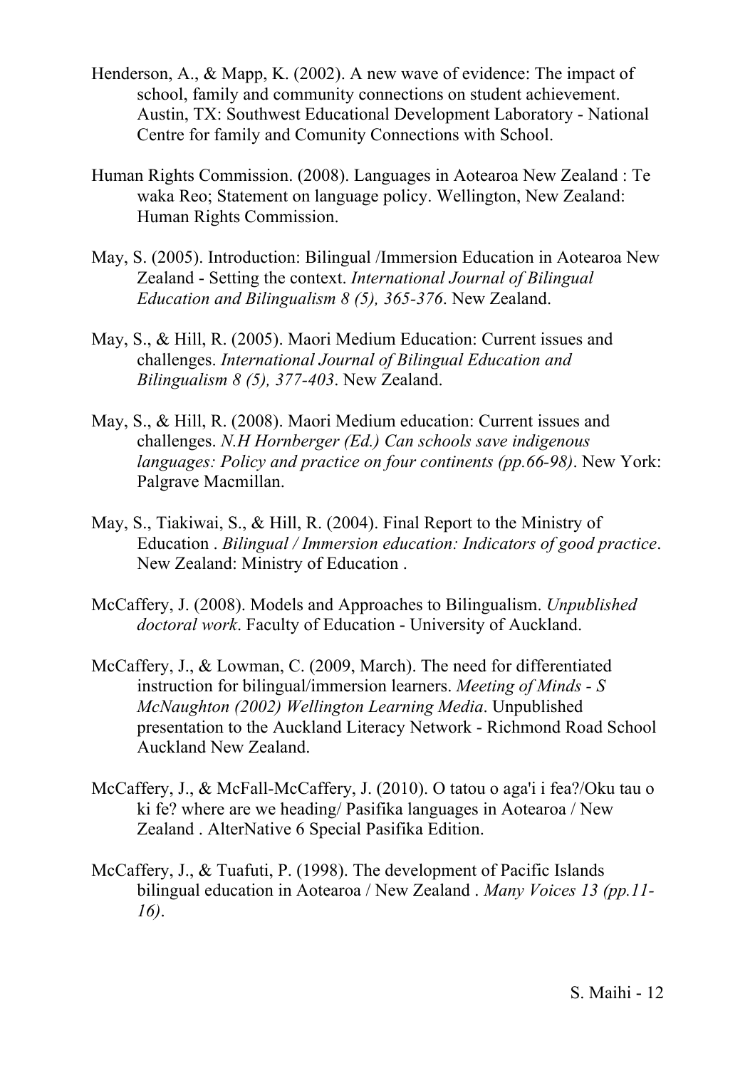Henderson, A., & Mapp, K. (2002). A new wave of evidence: The impact of school, family and community connections on student achievement. Austin, TX: Southwest Educational Development Laboratory - National Centre for family and Comunity Connections with School.

Human Rights Commission. (2008). Languages in Aotearoa New Zealand : Te waka Reo; Statement on language policy. Wellington, New Zealand: Human Rights Commission.

May, S. (2005). Introduction: Bilingual /Immersion Education in Aotearoa New Zealand - Setting the context. *International Journal of Bilingual Education and Bilingualism 8 (5), 365-376*. New Zealand.

May, S., & Hill, R. (2005). Maori Medium Education: Current issues and challenges. *International Journal of Bilingual Education and Bilingualism 8 (5), 377-403*. New Zealand.

May, S., & Hill, R. (2008). Maori Medium education: Current issues and challenges. *N.H Hornberger (Ed.) Can schools save indigenous languages: Policy and practice on four continents (pp.66-98)*. New York: Palgrave Macmillan.

May, S., Tiakiwai, S., & Hill, R. (2004). Final Report to the Ministry of Education . *Bilingual / Immersion education: Indicators of good practice*. New Zealand: Ministry of Education .

McCaffery, J. (2008). Models and Approaches to Bilingualism. *Unpublished doctoral work*. Faculty of Education - University of Auckland.

McCaffery, J., & Lowman, C. (2009, March). The need for differentiated instruction for bilingual/immersion learners. *Meeting of Minds - S McNaughton (2002) Wellington Learning Media*. Unpublished presentation to the Auckland Literacy Network - Richmond Road School Auckland New Zealand.

McCaffery, J., & McFall-McCaffery, J. (2010). O tatou o aga'i i fea?/Oku tau o ki fe? where are we heading/ Pasifika languages in Aotearoa / New Zealand . AlterNative 6 Special Pasifika Edition.

McCaffery, J., & Tuafuti, P. (1998). The development of Pacific Islands bilingual education in Aotearoa / New Zealand . *Many Voices 13 (pp.11-16)*.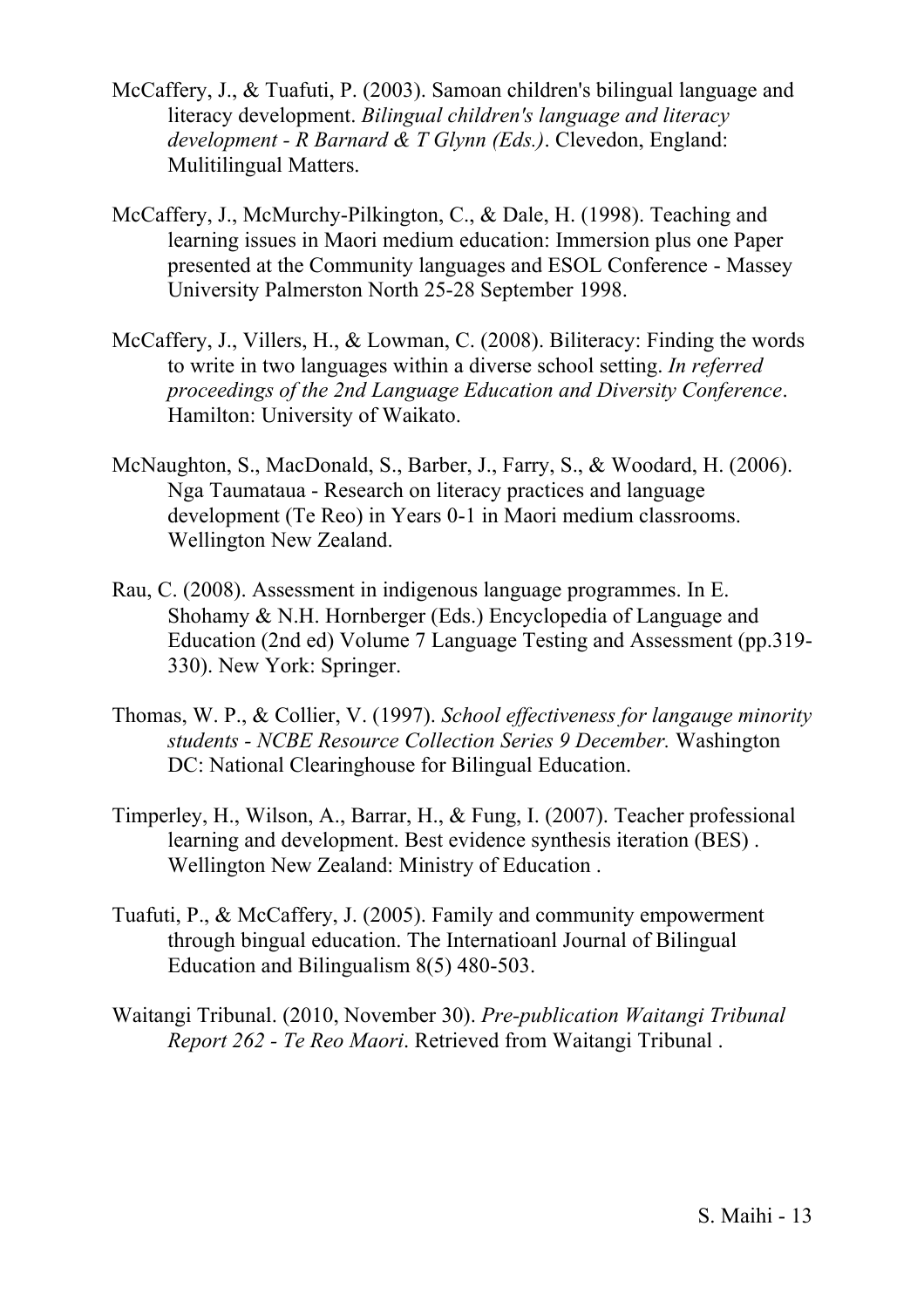McCaffery, J., & Tuafuti, P. (2003). Samoan children's bilingual language and literacy development. *Bilingual children's language and literacy development - R Barnard & T Glynn (Eds.)*. Clevedon, England: Mulitilingual Matters.

McCaffery, J., McMurchy-Pilkington, C., & Dale, H. (1998). Teaching and learning issues in Maori medium education: Immersion plus one Paper presented at the Community languages and ESOL Conference - Massey University Palmerston North 25-28 September 1998.

McCaffery, J., Villers, H., & Lowman, C. (2008). Biliteracy: Finding the words to write in two languages within a diverse school setting. *In referred proceedings of the 2nd Language Education and Diversity Conference*. Hamilton: University of Waikato.

McNaughton, S., MacDonald, S., Barber, J., Farry, S., & Woodard, H. (2006). Nga Taumataua - Research on literacy practices and language development (Te Reo) in Years 0-1 in Maori medium classrooms. Wellington New Zealand.

Rau, C. (2008). Assessment in indigenous language programmes. In E. Shohamy & N.H. Hornberger (Eds.) Encyclopedia of Language and Education (2nd ed) Volume 7 Language Testing and Assessment (pp.319-330). New York: Springer.

Thomas, W. P., & Collier, V. (1997). *School effectiveness for langauge minority students - NCBE Resource Collection Series 9 December.* Washington DC: National Clearinghouse for Bilingual Education.

Timperley, H., Wilson, A., Barrar, H., & Fung, I. (2007). Teacher professional learning and development. Best evidence synthesis iteration (BES) . Wellington New Zealand: Ministry of Education .

Tuafuti, P., & McCaffery, J. (2005). Family and community empowerment through bingual education. The Internatioanl Journal of Bilingual Education and Bilingualism 8(5) 480-503.

Waitangi Tribunal. (2010, November 30). *Pre-publication Waitangi Tribunal Report 262 - Te Reo Maori*. Retrieved from Waitangi Tribunal .